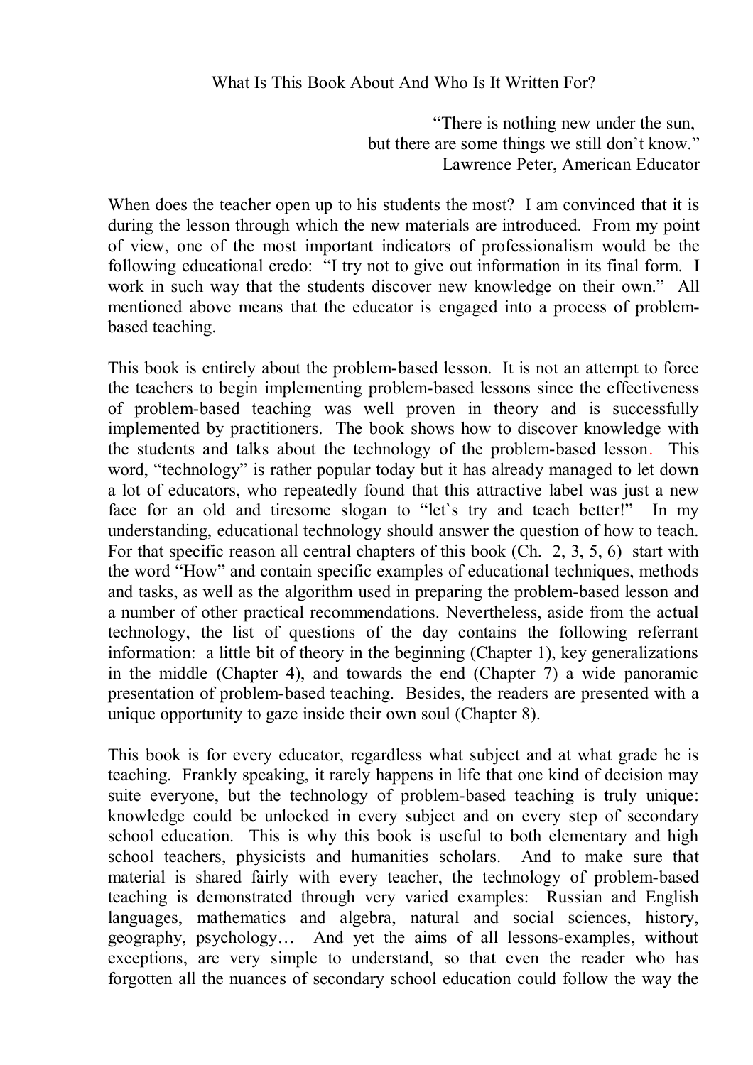# What Is This Book About And Who Is It Written For?

> "There is nothing new under the sun,
> but there are some things we still don't know."
> Lawrence Peter, American Educator

When does the teacher open up to his students the most? I am convinced that it is during the lesson through which the new materials are introduced. From my point of view, one of the most important indicators of professionalism would be the following educational credo: "I try not to give out information in its final form. I work in such way that the students discover new knowledge on their own." All mentioned above means that the educator is engaged into a process of problem-based teaching.

This book is entirely about the problem-based lesson. It is not an attempt to force the teachers to begin implementing problem-based lessons since the effectiveness of problem-based teaching was well proven in theory and is successfully implemented by practitioners. The book shows how to discover knowledge with the students and talks about the technology of the problem-based lesson. This word, "technology" is rather popular today but it has already managed to let down a lot of educators, who repeatedly found that this attractive label was just a new face for an old and tiresome slogan to "let`s try and teach better!" In my understanding, educational technology should answer the question of how to teach. For that specific reason all central chapters of this book (Ch. 2, 3, 5, 6) start with the word "How" and contain specific examples of educational techniques, methods and tasks, as well as the algorithm used in preparing the problem-based lesson and a number of other practical recommendations. Nevertheless, aside from the actual technology, the list of questions of the day contains the following referrant information: a little bit of theory in the beginning (Chapter 1), key generalizations in the middle (Chapter 4), and towards the end (Chapter 7) a wide panoramic presentation of problem-based teaching. Besides, the readers are presented with a unique opportunity to gaze inside their own soul (Chapter 8).

This book is for every educator, regardless what subject and at what grade he is teaching. Frankly speaking, it rarely happens in life that one kind of decision may suite everyone, but the technology of problem-based teaching is truly unique: knowledge could be unlocked in every subject and on every step of secondary school education. This is why this book is useful to both elementary and high school teachers, physicists and humanities scholars. And to make sure that material is shared fairly with every teacher, the technology of problem-based teaching is demonstrated through very varied examples: Russian and English languages, mathematics and algebra, natural and social sciences, history, geography, psychology… And yet the aims of all lessons-examples, without exceptions, are very simple to understand, so that even the reader who has forgotten all the nuances of secondary school education could follow the way the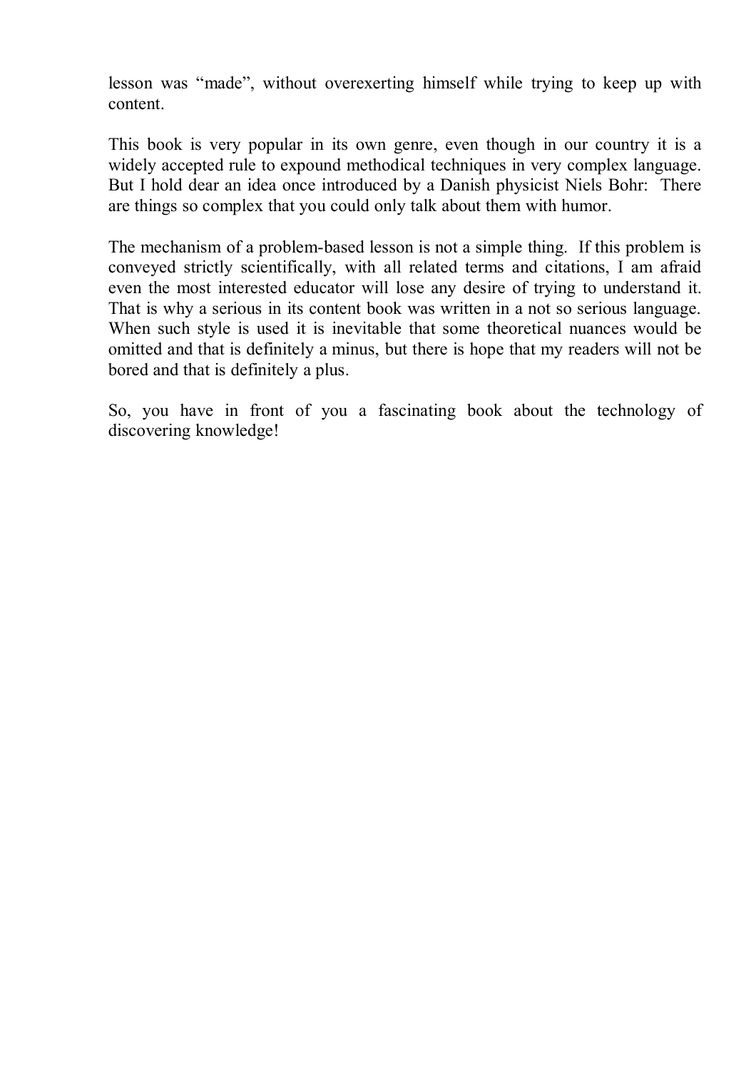lesson was "made", without overexerting himself while trying to keep up with content.

This book is very popular in its own genre, even though in our country it is a widely accepted rule to expound methodical techniques in very complex language. But I hold dear an idea once introduced by a Danish physicist Niels Bohr: There are things so complex that you could only talk about them with humor.

The mechanism of a problem-based lesson is not a simple thing. If this problem is conveyed strictly scientifically, with all related terms and citations, I am afraid even the most interested educator will lose any desire of trying to understand it. That is why a serious in its content book was written in a not so serious language. When such style is used it is inevitable that some theoretical nuances would be omitted and that is definitely a minus, but there is hope that my readers will not be bored and that is definitely a plus.

So, you have in front of you a fascinating book about the technology of discovering knowledge!